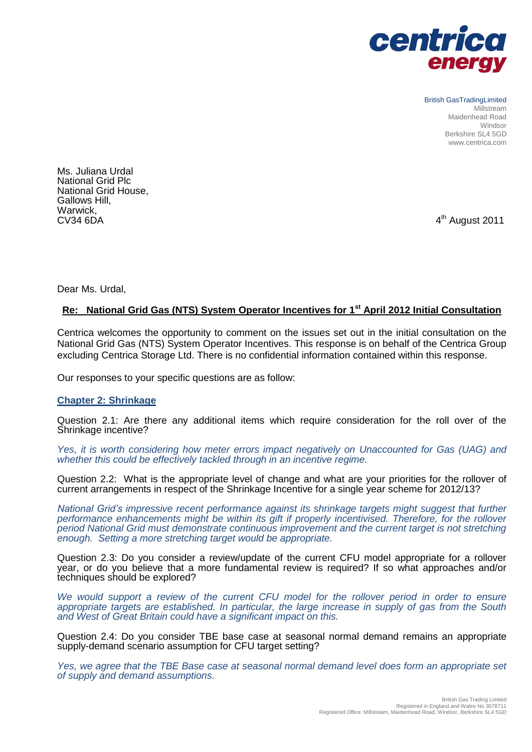**centrica energy**

British GasTradingLimited
Millstream
Maidenhead Road
Windsor
Berkshire SL4 5GD
www.centrica.com

Ms. Juliana Urdal
National Grid Plc
National Grid House,
Gallows Hill,
Warwick,
CV34 6DA

4th August 2011

Dear Ms. Urdal,

**Re: National Grid Gas (NTS) System Operator Incentives for 1st April 2012 Initial Consultation**

Centrica welcomes the opportunity to comment on the issues set out in the initial consultation on the National Grid Gas (NTS) System Operator Incentives. This response is on behalf of the Centrica Group excluding Centrica Storage Ltd. There is no confidential information contained within this response.

Our responses to your specific questions are as follow:

**Chapter 2: Shrinkage**

Question 2.1: Are there any additional items which require consideration for the roll over of the Shrinkage incentive?

*Yes, it is worth considering how meter errors impact negatively on Unaccounted for Gas (UAG) and whether this could be effectively tackled through in an incentive regime.*

Question 2.2: What is the appropriate level of change and what are your priorities for the rollover of current arrangements in respect of the Shrinkage Incentive for a single year scheme for 2012/13?

*National Grid's impressive recent performance against its shrinkage targets might suggest that further performance enhancements might be within its gift if properly incentivised. Therefore, for the rollover period National Grid must demonstrate continuous improvement and the current target is not stretching enough. Setting a more stretching target would be appropriate.*

Question 2.3: Do you consider a review/update of the current CFU model appropriate for a rollover year, or do you believe that a more fundamental review is required? If so what approaches and/or techniques should be explored?

*We would support a review of the current CFU model for the rollover period in order to ensure appropriate targets are established. In particular, the large increase in supply of gas from the South and West of Great Britain could have a significant impact on this.*

Question 2.4: Do you consider TBE base case at seasonal normal demand remains an appropriate supply-demand scenario assumption for CFU target setting?

*Yes, we agree that the TBE Base case at seasonal normal demand level does form an appropriate set of supply and demand assumptions.*

British Gas Trading Limited
Registered in England and Wales No 3078711
Registered Office: Millstream, Maidenhead Road, Windsor, Berkshire SL4 5GD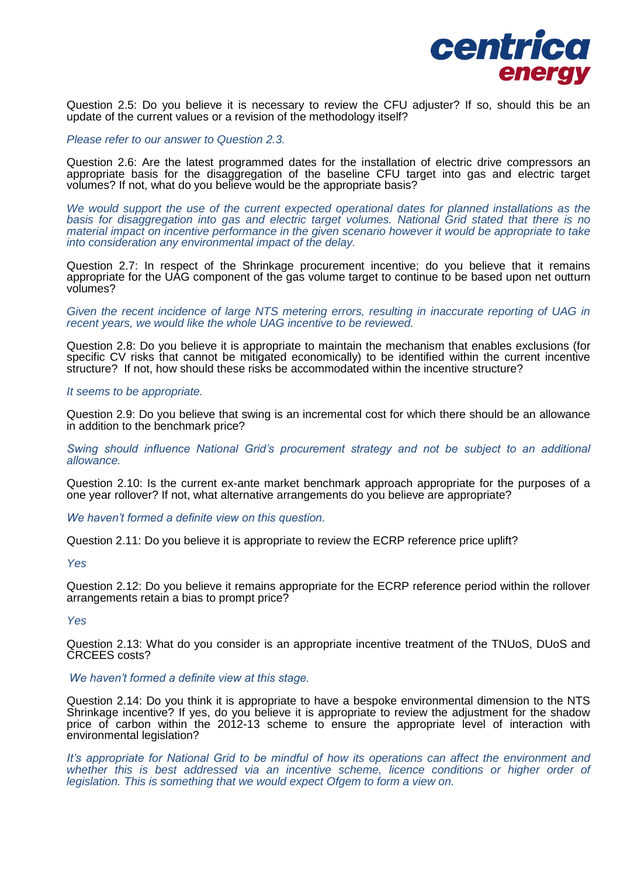Question 2.5: Do you believe it is necessary to review the CFU adjuster? If so, should this be an update of the current values or a revision of the methodology itself?

*Please refer to our answer to Question 2.3.*

Question 2.6: Are the latest programmed dates for the installation of electric drive compressors an appropriate basis for the disaggregation of the baseline CFU target into gas and electric target volumes? If not, what do you believe would be the appropriate basis?

*We would support the use of the current expected operational dates for planned installations as the basis for disaggregation into gas and electric target volumes. National Grid stated that there is no material impact on incentive performance in the given scenario however it would be appropriate to take into consideration any environmental impact of the delay.*

Question 2.7: In respect of the Shrinkage procurement incentive; do you believe that it remains appropriate for the UAG component of the gas volume target to continue to be based upon net outturn volumes?

*Given the recent incidence of large NTS metering errors, resulting in inaccurate reporting of UAG in recent years, we would like the whole UAG incentive to be reviewed.*

Question 2.8: Do you believe it is appropriate to maintain the mechanism that enables exclusions (for specific CV risks that cannot be mitigated economically) to be identified within the current incentive structure? If not, how should these risks be accommodated within the incentive structure?

*It seems to be appropriate.*

Question 2.9: Do you believe that swing is an incremental cost for which there should be an allowance in addition to the benchmark price?

*Swing should influence National Grid's procurement strategy and not be subject to an additional allowance.*

Question 2.10: Is the current ex-ante market benchmark approach appropriate for the purposes of a one year rollover? If not, what alternative arrangements do you believe are appropriate?

*We haven't formed a definite view on this question.*

Question 2.11: Do you believe it is appropriate to review the ECRP reference price uplift?

*Yes*

Question 2.12: Do you believe it remains appropriate for the ECRP reference period within the rollover arrangements retain a bias to prompt price?

*Yes*

Question 2.13: What do you consider is an appropriate incentive treatment of the TNUoS, DUoS and CRCEES costs?

*We haven't formed a definite view at this stage.*

Question 2.14: Do you think it is appropriate to have a bespoke environmental dimension to the NTS Shrinkage incentive? If yes, do you believe it is appropriate to review the adjustment for the shadow price of carbon within the 2012-13 scheme to ensure the appropriate level of interaction with environmental legislation?

*It's appropriate for National Grid to be mindful of how its operations can affect the environment and whether this is best addressed via an incentive scheme, licence conditions or higher order of legislation. This is something that we would expect Ofgem to form a view on.*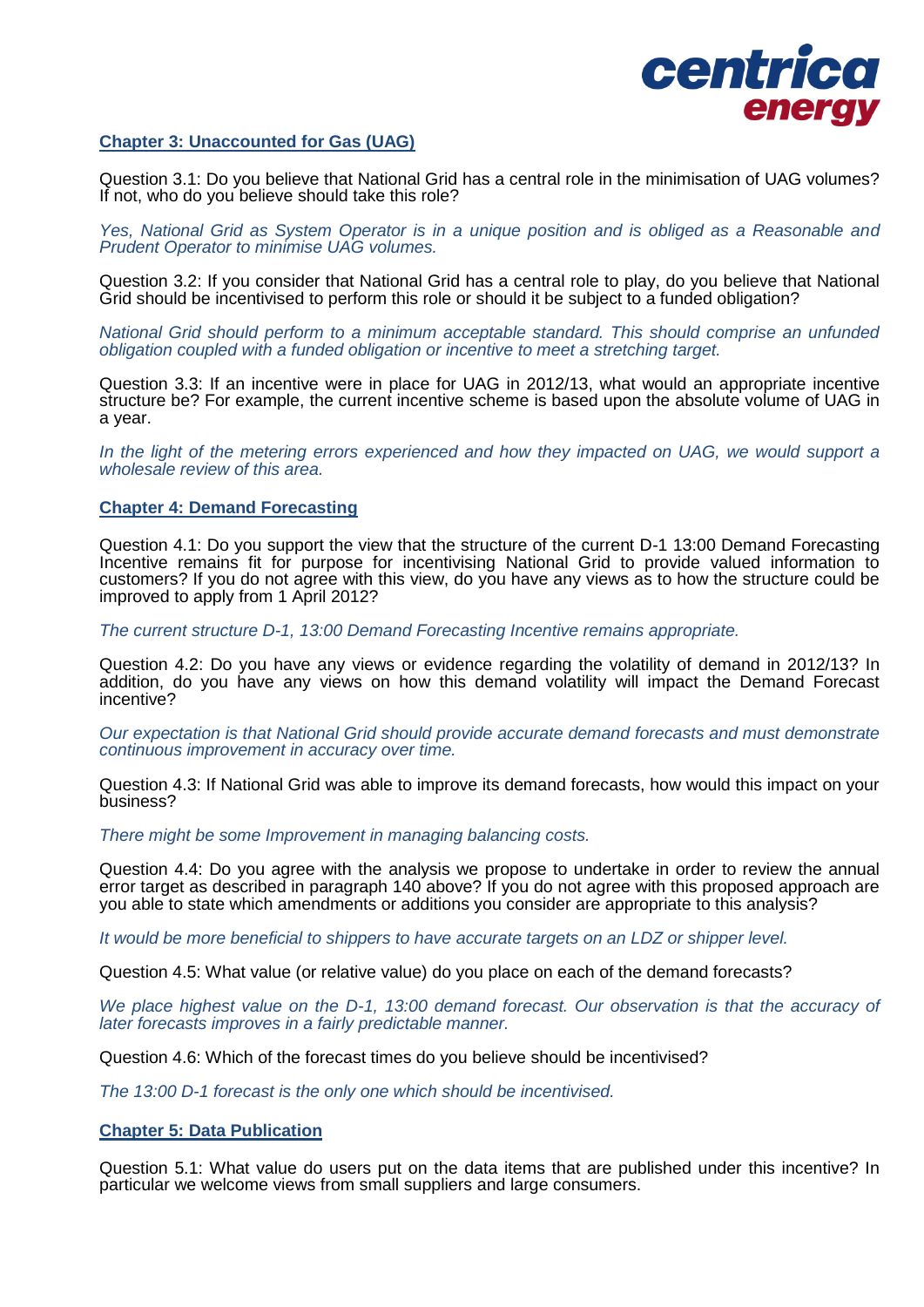## Chapter 3: Unaccounted for Gas (UAG)

Question 3.1: Do you believe that National Grid has a central role in the minimisation of UAG volumes? If not, who do you believe should take this role?

*Yes, National Grid as System Operator is in a unique position and is obliged as a Reasonable and Prudent Operator to minimise UAG volumes.*

Question 3.2: If you consider that National Grid has a central role to play, do you believe that National Grid should be incentivised to perform this role or should it be subject to a funded obligation?

*National Grid should perform to a minimum acceptable standard. This should comprise an unfunded obligation coupled with a funded obligation or incentive to meet a stretching target.*

Question 3.3: If an incentive were in place for UAG in 2012/13, what would an appropriate incentive structure be? For example, the current incentive scheme is based upon the absolute volume of UAG in a year.

*In the light of the metering errors experienced and how they impacted on UAG, we would support a wholesale review of this area.*

## Chapter 4: Demand Forecasting

Question 4.1: Do you support the view that the structure of the current D-1 13:00 Demand Forecasting Incentive remains fit for purpose for incentivising National Grid to provide valued information to customers? If you do not agree with this view, do you have any views as to how the structure could be improved to apply from 1 April 2012?

*The current structure D-1, 13:00 Demand Forecasting Incentive remains appropriate.*

Question 4.2: Do you have any views or evidence regarding the volatility of demand in 2012/13? In addition, do you have any views on how this demand volatility will impact the Demand Forecast incentive?

*Our expectation is that National Grid should provide accurate demand forecasts and must demonstrate continuous improvement in accuracy over time.*

Question 4.3: If National Grid was able to improve its demand forecasts, how would this impact on your business?

*There might be some Improvement in managing balancing costs.*

Question 4.4: Do you agree with the analysis we propose to undertake in order to review the annual error target as described in paragraph 140 above? If you do not agree with this proposed approach are you able to state which amendments or additions you consider are appropriate to this analysis?

*It would be more beneficial to shippers to have accurate targets on an LDZ or shipper level.*

Question 4.5: What value (or relative value) do you place on each of the demand forecasts?

*We place highest value on the D-1, 13:00 demand forecast. Our observation is that the accuracy of later forecasts improves in a fairly predictable manner.*

Question 4.6: Which of the forecast times do you believe should be incentivised?

*The 13:00 D-1 forecast is the only one which should be incentivised.*

## Chapter 5: Data Publication

Question 5.1: What value do users put on the data items that are published under this incentive? In particular we welcome views from small suppliers and large consumers.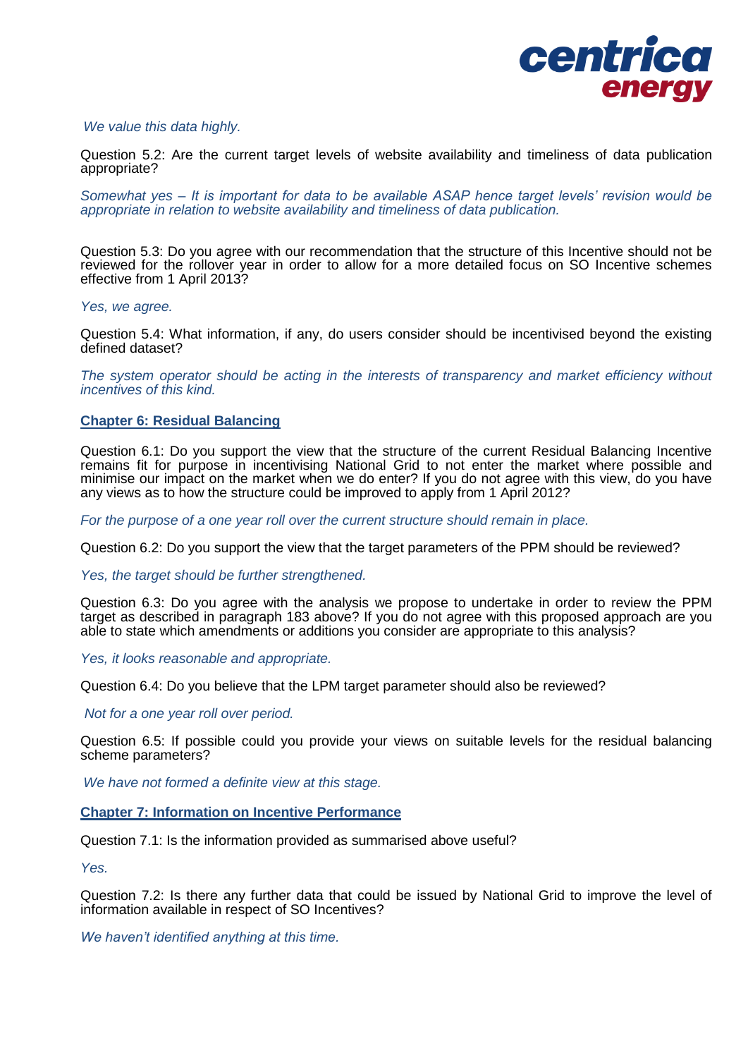*We value this data highly.*

Question 5.2: Are the current target levels of website availability and timeliness of data publication appropriate?

*Somewhat yes – It is important for data to be available ASAP hence target levels' revision would be appropriate in relation to website availability and timeliness of data publication.*

Question 5.3: Do you agree with our recommendation that the structure of this Incentive should not be reviewed for the rollover year in order to allow for a more detailed focus on SO Incentive schemes effective from 1 April 2013?

*Yes, we agree.*

Question 5.4: What information, if any, do users consider should be incentivised beyond the existing defined dataset?

*The system operator should be acting in the interests of transparency and market efficiency without incentives of this kind.*

## Chapter 6: Residual Balancing

Question 6.1: Do you support the view that the structure of the current Residual Balancing Incentive remains fit for purpose in incentivising National Grid to not enter the market where possible and minimise our impact on the market when we do enter? If you do not agree with this view, do you have any views as to how the structure could be improved to apply from 1 April 2012?

*For the purpose of a one year roll over the current structure should remain in place.*

Question 6.2: Do you support the view that the target parameters of the PPM should be reviewed?

*Yes, the target should be further strengthened.*

Question 6.3: Do you agree with the analysis we propose to undertake in order to review the PPM target as described in paragraph 183 above? If you do not agree with this proposed approach are you able to state which amendments or additions you consider are appropriate to this analysis?

*Yes, it looks reasonable and appropriate.*

Question 6.4: Do you believe that the LPM target parameter should also be reviewed?

*Not for a one year roll over period.*

Question 6.5: If possible could you provide your views on suitable levels for the residual balancing scheme parameters?

*We have not formed a definite view at this stage.*

## Chapter 7: Information on Incentive Performance

Question 7.1: Is the information provided as summarised above useful?

*Yes.*

Question 7.2: Is there any further data that could be issued by National Grid to improve the level of information available in respect of SO Incentives?

*We haven't identified anything at this time.*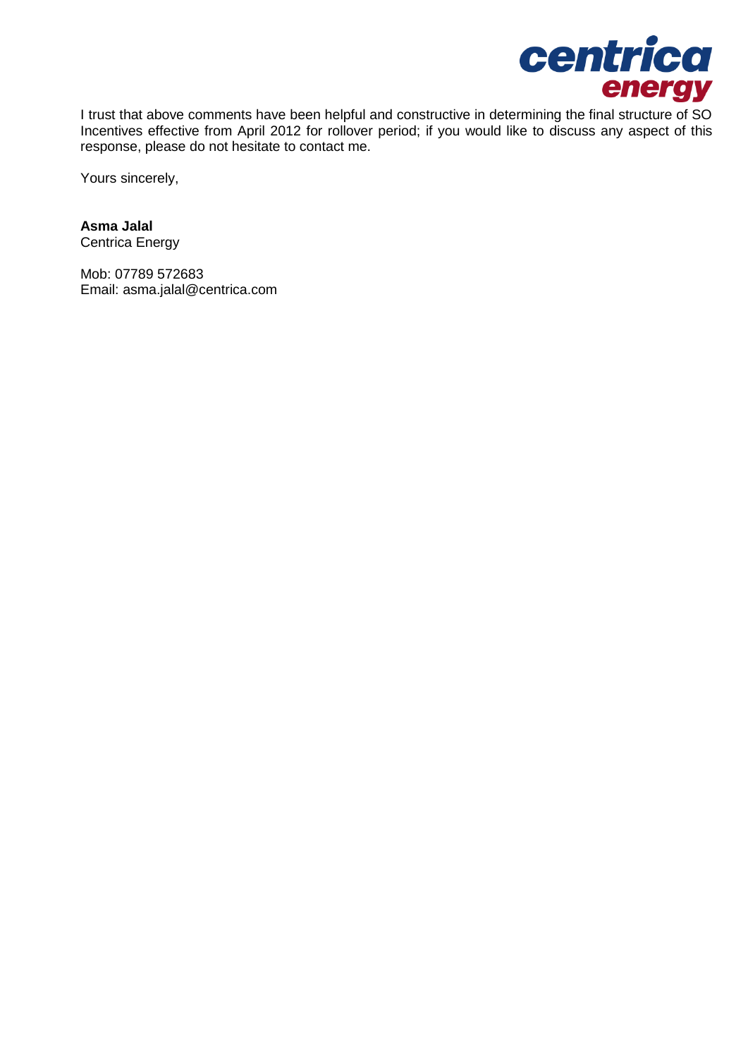I trust that above comments have been helpful and constructive in determining the final structure of SO Incentives effective from April 2012 for rollover period; if you would like to discuss any aspect of this response, please do not hesitate to contact me.

Yours sincerely,

**Asma Jalal**
Centrica Energy

Mob: 07789 572683
Email: asma.jalal@centrica.com